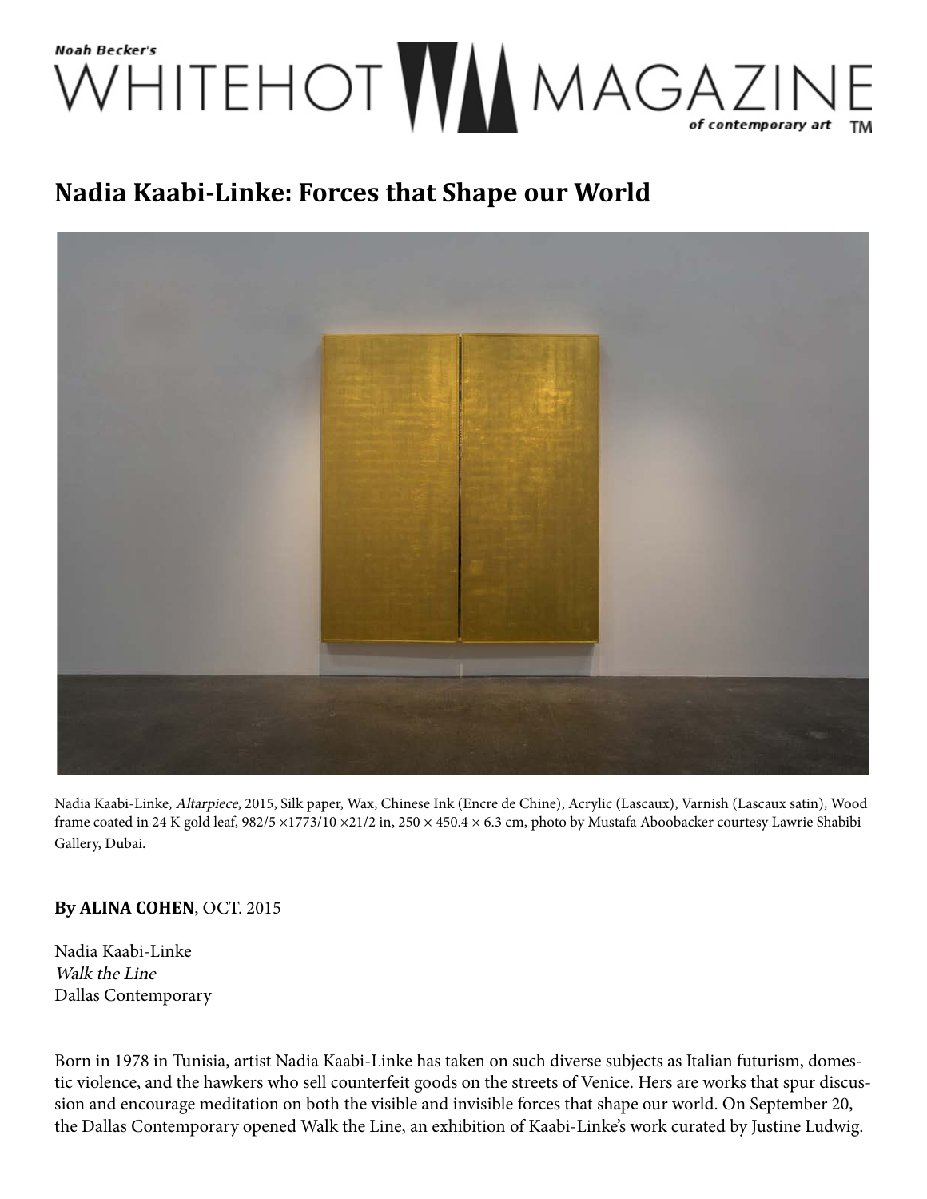Noah Becker's WHITEHOT MAGAZINE of contemporary art

# Nadia Kaabi-Linke: Forces that Shape our World

Nadia Kaabi-Linke, *Altarpiece*, 2015, Silk paper, Wax, Chinese Ink (Encre de Chine), Acrylic (Lascaux), Varnish (Lascaux satin), Wood frame coated in 24 K gold leaf, 982/5 ×1773/10 ×21/2 in, 250 × 450.4 × 6.3 cm, photo by Mustafa Aboobacker courtesy Lawrie Shabibi Gallery, Dubai.

**By ALINA COHEN**, OCT. 2015

Nadia Kaabi-Linke
*Walk the Line*
Dallas Contemporary

Born in 1978 in Tunisia, artist Nadia Kaabi-Linke has taken on such diverse subjects as Italian futurism, domestic violence, and the hawkers who sell counterfeit goods on the streets of Venice. Hers are works that spur discussion and encourage meditation on both the visible and invisible forces that shape our world. On September 20, the Dallas Contemporary opened Walk the Line, an exhibition of Kaabi-Linke's work curated by Justine Ludwig.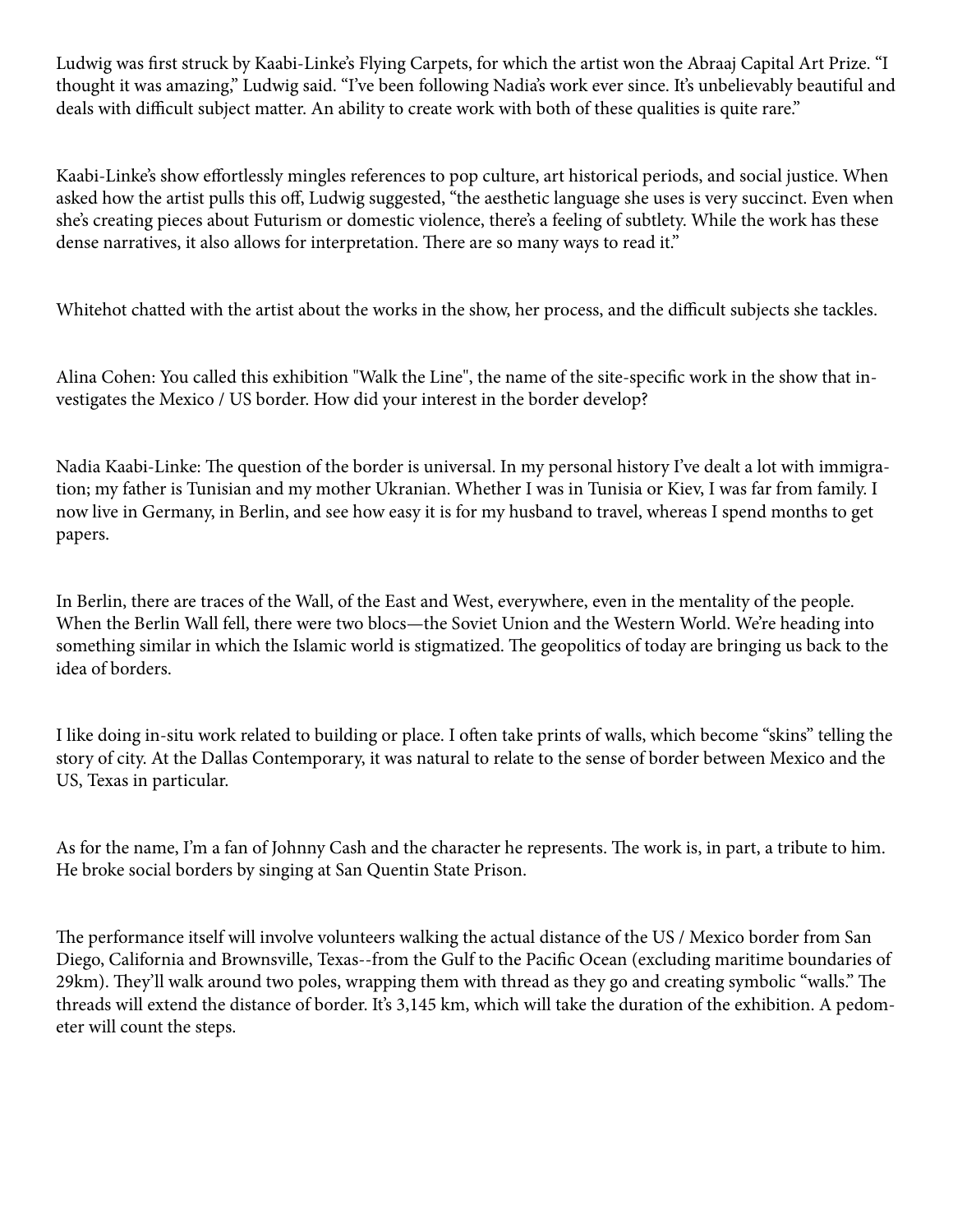Ludwig was first struck by Kaabi-Linke's Flying Carpets, for which the artist won the Abraaj Capital Art Prize. "I thought it was amazing," Ludwig said. "I've been following Nadia's work ever since. It's unbelievably beautiful and deals with difficult subject matter. An ability to create work with both of these qualities is quite rare."

Kaabi-Linke's show effortlessly mingles references to pop culture, art historical periods, and social justice. When asked how the artist pulls this off, Ludwig suggested, "the aesthetic language she uses is very succinct. Even when she's creating pieces about Futurism or domestic violence, there's a feeling of subtlety. While the work has these dense narratives, it also allows for interpretation. There are so many ways to read it."

Whitehot chatted with the artist about the works in the show, her process, and the difficult subjects she tackles.

Alina Cohen: You called this exhibition "Walk the Line", the name of the site-specific work in the show that investigates the Mexico / US border. How did your interest in the border develop?

Nadia Kaabi-Linke: The question of the border is universal. In my personal history I've dealt a lot with immigration; my father is Tunisian and my mother Ukranian. Whether I was in Tunisia or Kiev, I was far from family. I now live in Germany, in Berlin, and see how easy it is for my husband to travel, whereas I spend months to get papers.

In Berlin, there are traces of the Wall, of the East and West, everywhere, even in the mentality of the people. When the Berlin Wall fell, there were two blocs—the Soviet Union and the Western World. We're heading into something similar in which the Islamic world is stigmatized. The geopolitics of today are bringing us back to the idea of borders.

I like doing in-situ work related to building or place. I often take prints of walls, which become "skins" telling the story of city. At the Dallas Contemporary, it was natural to relate to the sense of border between Mexico and the US, Texas in particular.

As for the name, I'm a fan of Johnny Cash and the character he represents. The work is, in part, a tribute to him. He broke social borders by singing at San Quentin State Prison.

The performance itself will involve volunteers walking the actual distance of the US / Mexico border from San Diego, California and Brownsville, Texas--from the Gulf to the Pacific Ocean (excluding maritime boundaries of 29km). They'll walk around two poles, wrapping them with thread as they go and creating symbolic "walls." The threads will extend the distance of border. It's 3,145 km, which will take the duration of the exhibition. A pedometer will count the steps.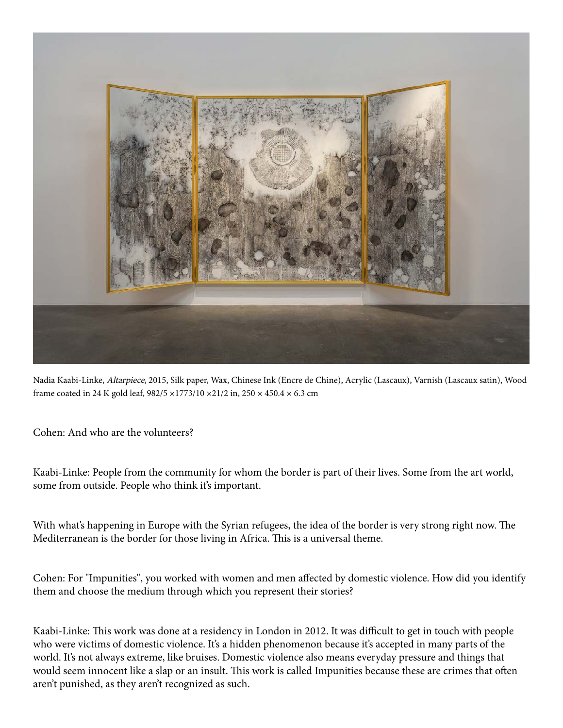Nadia Kaabi-Linke, *Altarpiece*, 2015, Silk paper, Wax, Chinese Ink (Encre de Chine), Acrylic (Lascaux), Varnish (Lascaux satin), Wood frame coated in 24 K gold leaf, 982/5 ×1773/10 ×21/2 in, 250 × 450.4 × 6.3 cm

Cohen: And who are the volunteers?

Kaabi-Linke: People from the community for whom the border is part of their lives. Some from the art world, some from outside. People who think it's important.

With what's happening in Europe with the Syrian refugees, the idea of the border is very strong right now. The Mediterranean is the border for those living in Africa. This is a universal theme.

Cohen: For "Impunities", you worked with women and men affected by domestic violence. How did you identify them and choose the medium through which you represent their stories?

Kaabi-Linke: This work was done at a residency in London in 2012. It was difficult to get in touch with people who were victims of domestic violence. It's a hidden phenomenon because it's accepted in many parts of the world. It's not always extreme, like bruises. Domestic violence also means everyday pressure and things that would seem innocent like a slap or an insult. This work is called Impunities because these are crimes that often aren't punished, as they aren't recognized as such.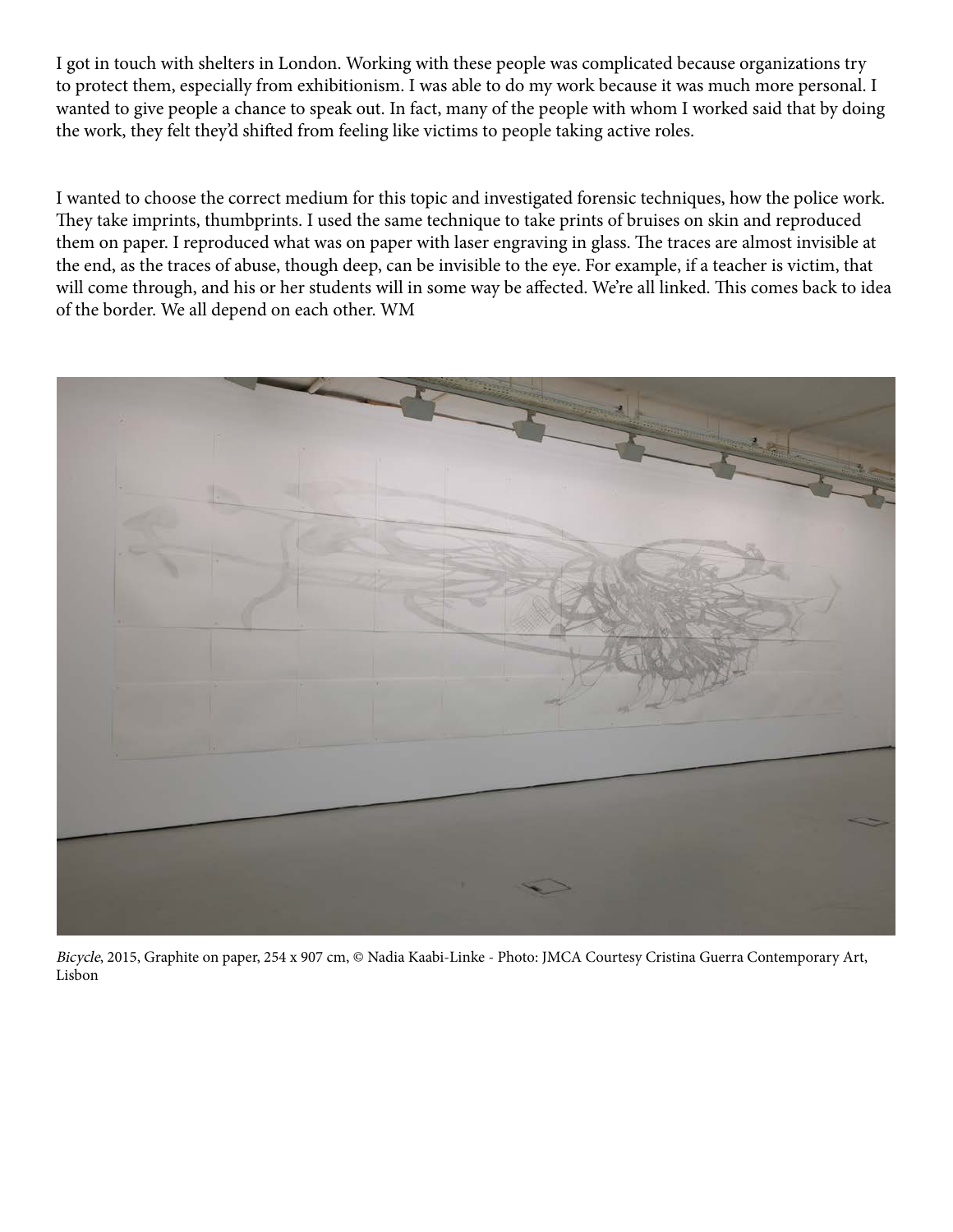I got in touch with shelters in London. Working with these people was complicated because organizations try to protect them, especially from exhibitionism. I was able to do my work because it was much more personal. I wanted to give people a chance to speak out. In fact, many of the people with whom I worked said that by doing the work, they felt they'd shifted from feeling like victims to people taking active roles.

I wanted to choose the correct medium for this topic and investigated forensic techniques, how the police work. They take imprints, thumbprints. I used the same technique to take prints of bruises on skin and reproduced them on paper. I reproduced what was on paper with laser engraving in glass. The traces are almost invisible at the end, as the traces of abuse, though deep, can be invisible to the eye. For example, if a teacher is victim, that will come through, and his or her students will in some way be affected. We're all linked. This comes back to idea of the border. We all depend on each other. WM

*Bicycle*, 2015, Graphite on paper, 254 x 907 cm, © Nadia Kaabi-Linke - Photo: JMCA Courtesy Cristina Guerra Contemporary Art, Lisbon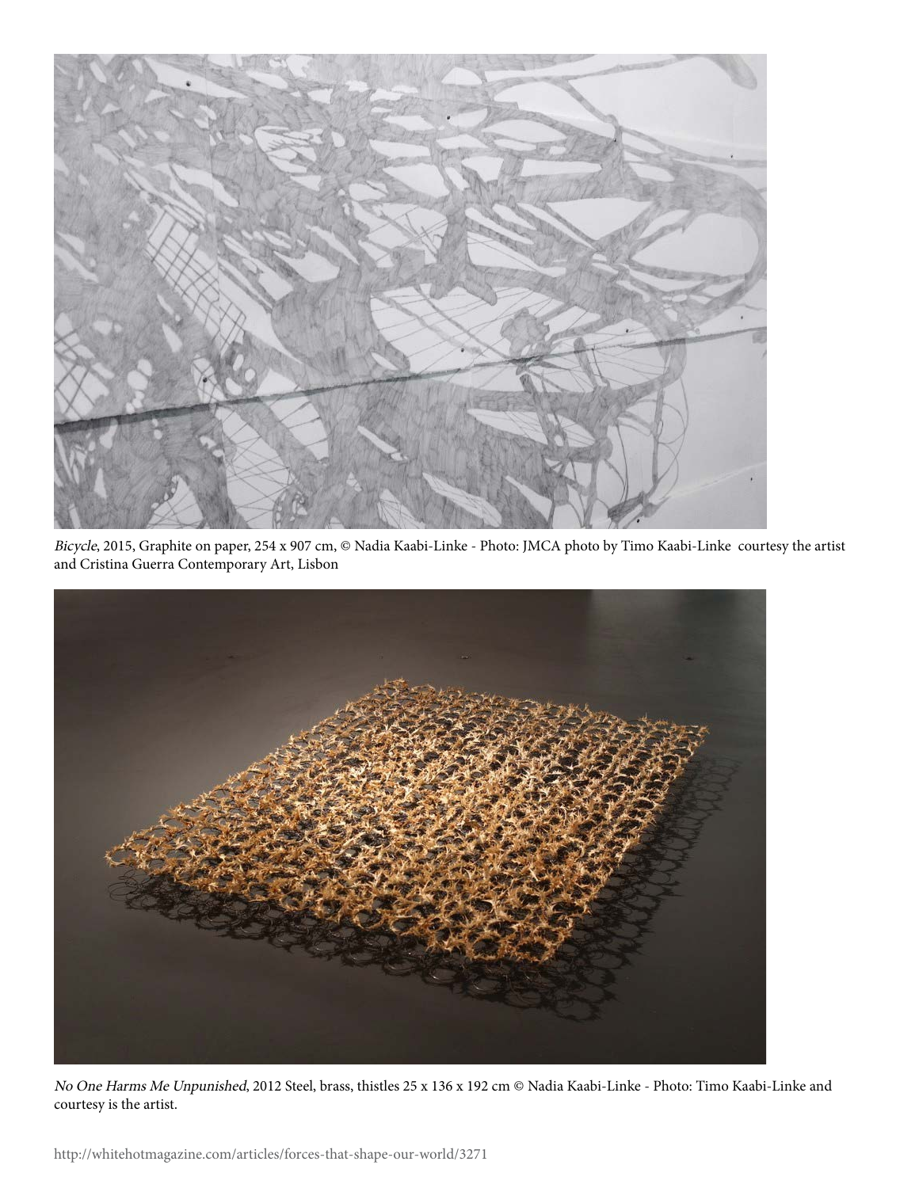*Bicycle*, 2015, Graphite on paper, 254 x 907 cm, © Nadia Kaabi-Linke - Photo: JMCA photo by Timo Kaabi-Linke courtesy the artist and Cristina Guerra Contemporary Art, Lisbon

*No One Harms Me Unpunished*, 2012 Steel, brass, thistles 25 x 136 x 192 cm © Nadia Kaabi-Linke - Photo: Timo Kaabi-Linke and courtesy is the artist.